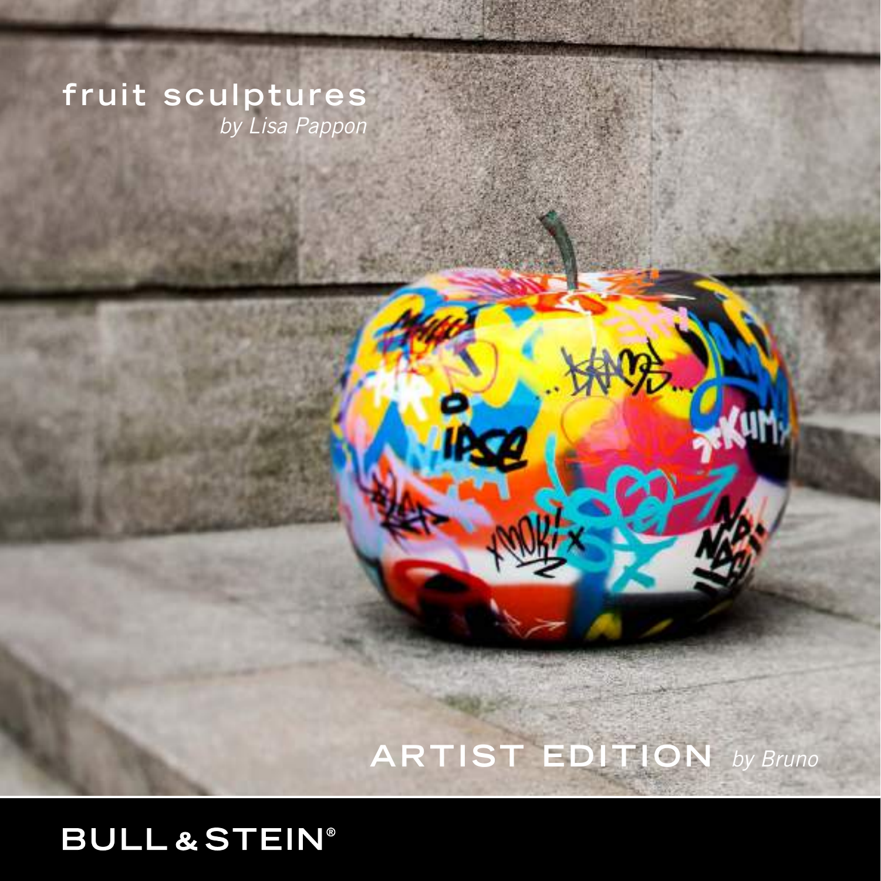# fruit sculptures

*by Lisa Pappon*

## ARTIST EDITION *by Bruno*

BULL & STEIN®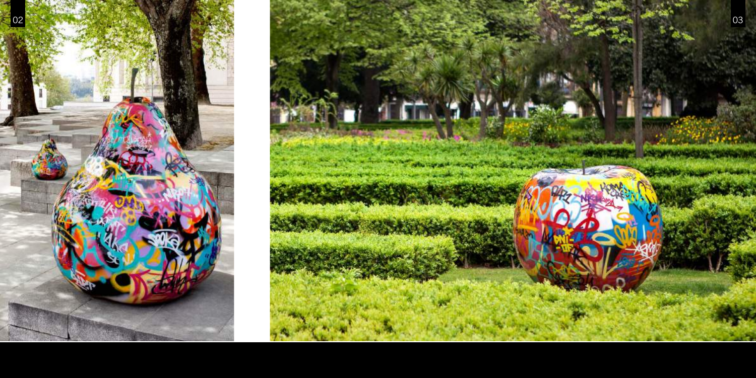02

03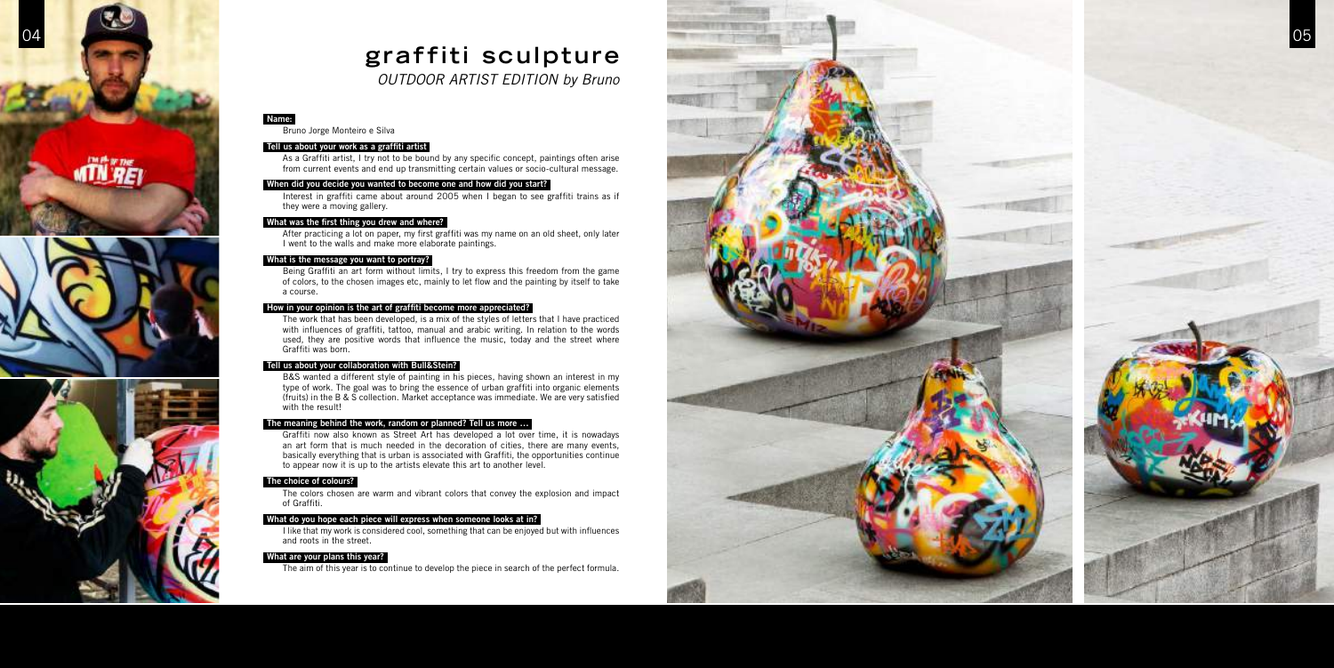# graffiti sculpture

*OUTDOOR ARTIST EDITION by Bruno*

**Name:**

Bruno Jorge Monteiro e Silva

**Tell us about your work as a graffiti artist**

As a Graffiti artist, I try not to be bound by any specific concept, paintings often arise from current events and end up transmitting certain values or socio-cultural message.

**When did you decide you wanted to become one and how did you start?**

Interest in graffiti came about around 2005 when I began to see graffiti trains as if they were a moving gallery.

**What was the first thing you drew and where?**

After practicing a lot on paper, my first graffiti was my name on an old sheet, only later I went to the walls and make more elaborate paintings.

**What is the message you want to portray?**

Being Graffiti an art form without limits, I try to express this freedom from the game of colors, to the chosen images etc, mainly to let flow and the painting by itself to take a course.

**How in your opinion is the art of graffiti become more appreciated?**

The work that has been developed, is a mix of the styles of letters that I have practiced with influences of graffiti, tattoo, manual and arabic writing. In relation to the words used, they are positive words that influence the music, today and the street where Graffiti was born.

**Tell us about your collaboration with Bull&Stein?**

B&S wanted a different style of painting in his pieces, having shown an interest in my type of work. The goal was to bring the essence of urban graffiti into organic elements (fruits) in the B & S collection. Market acceptance was immediate. We are very satisfied with the result!

**The meaning behind the work, random or planned? Tell us more ...**

Graffiti now also known as Street Art has developed a lot over time, it is nowadays an art form that is much needed in the decoration of cities, there are many events, basically everything that is urban is associated with Graffiti, the opportunities continue to appear now it is up to the artists elevate this art to another level.

**The choice of colours?**

The colors chosen are warm and vibrant colors that convey the explosion and impact of Graffiti.

**What do you hope each piece will express when someone looks at in?**

I like that my work is considered cool, something that can be enjoyed but with influences and roots in the street.

**What are your plans this year?**

The aim of this year is to continue to develop the piece in search of the perfect formula.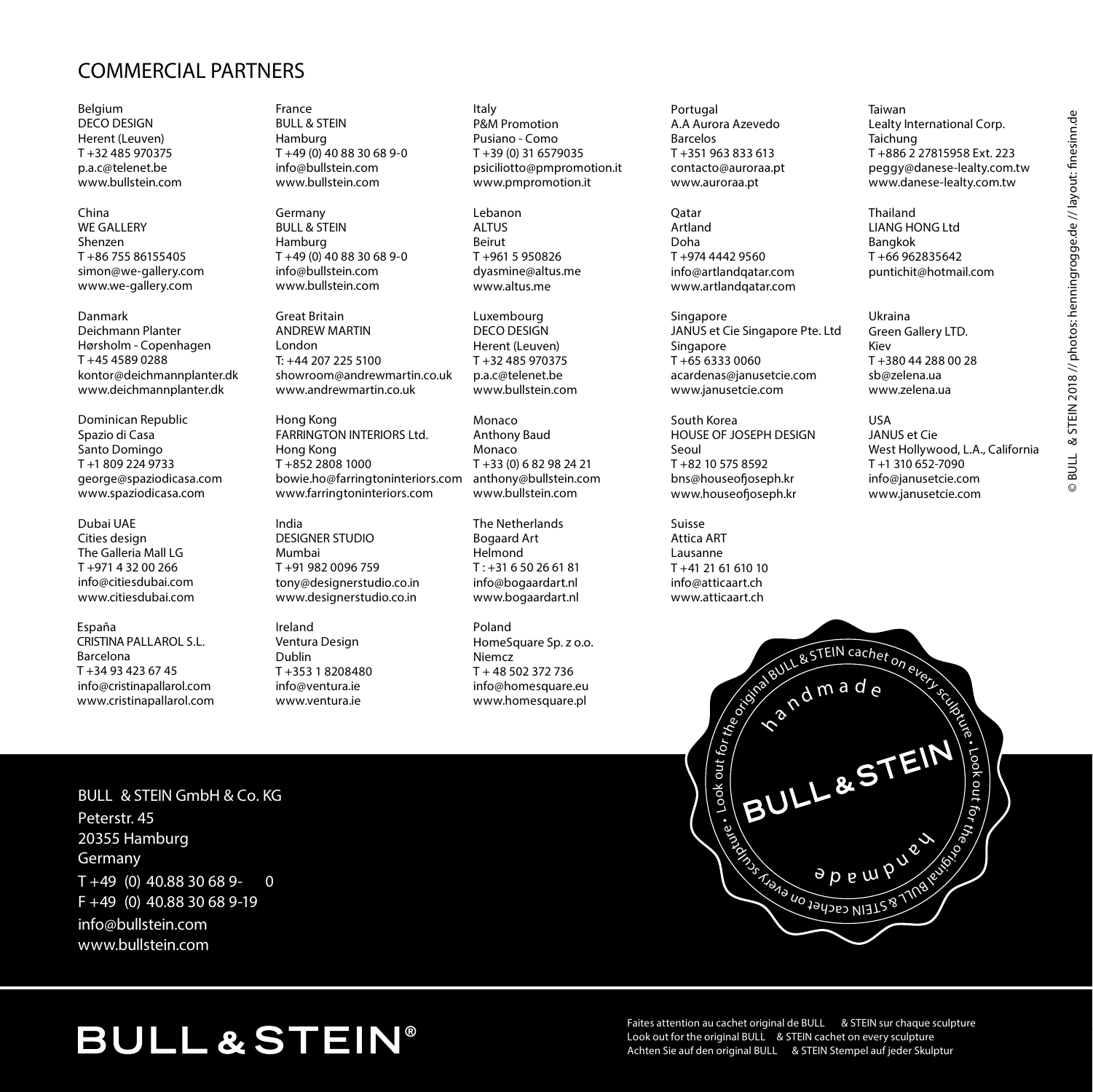## COMMERCIAL PARTNERS

Belgium
DECO DESIGN
Herent (Leuven)
T +32 485 970375
p.a.c@telenet.be
www.bullstein.com

China
WE GALLERY
Shenzen
T +86 755 86155405
simon@we-gallery.com
www.we-gallery.com

Danmark
Deichmann Planter
Hørsholm - Copenhagen
T +45 4589 0288
kontor@deichmannplanter.dk
www.deichmannplanter.dk

Dominican Republic
Spazio di Casa
Santo Domingo
T +1 809 224 9733
george@spaziodicasa.com
www.spaziodicasa.com

Dubai UAE
Cities design
The Galleria Mall LG
T +971 4 32 00 266
info@citiesdubai.com
www.citiesdubai.com

España
CRISTINA PALLAROL S.L.
Barcelona
T +34 93 423 67 45
info@cristinapallarol.com
www.cristinapallarol.com

France
BULL & STEIN
Hamburg
T +49 (0) 40 88 30 68 9-0
info@bullstein.com
www.bullstein.com

Germany
BULL & STEIN
Hamburg
T +49 (0) 40 88 30 68 9-0
info@bullstein.com
www.bullstein.com

Great Britain
ANDREW MARTIN
London
T: +44 207 225 5100
showroom@andrewmartin.co.uk
www.andrewmartin.co.uk

Hong Kong
FARRINGTON INTERIORS Ltd.
Hong Kong
T +852 2808 1000
bowie.ho@farringtoninteriors.com
www.farringtoninteriors.com

India
DESIGNER STUDIO
Mumbai
T +91 982 0096 759
tony@designerstudio.co.in
www.designerstudio.co.in

Ireland
Ventura Design
Dublin
T +353 1 8208480
info@ventura.ie
www.ventura.ie

Italy
P&M Promotion
Pusiano - Como
T +39 (0) 31 6579035
psiciliotto@pmpromotion.it
www.pmpromotion.it

Lebanon
ALTUS
Beirut
T +961 5 950826
dyasmine@altus.me
www.altus.me

Luxembourg
DECO DESIGN
Herent (Leuven)
T +32 485 970375
p.a.c@telenet.be
www.bullstein.com

Monaco
Anthony Baud
Monaco
T +33 (0) 6 82 98 24 21
anthony@bullstein.com
www.bullstein.com

The Netherlands
Bogaard Art
Helmond
T : +31 6 50 26 61 81
info@bogaardart.nl
www.bogaardart.nl

Poland
HomeSquare Sp. z o.o.
Niemcz
T + 48 502 372 736
info@homesquare.eu
www.homesquare.pl

Portugal
A.A Aurora Azevedo
Barcelos
T +351 963 833 613
contacto@auroraa.pt
www.auroraa.pt

Qatar
Artland
Doha
T +974 4442 9560
info@artlandqatar.com
www.artlandqatar.com

Singapore
JANUS et Cie Singapore Pte. Ltd
Singapore
T +65 6333 0060
acardenas@janusetcie.com
www.janusetcie.com

South Korea
HOUSE OF JOSEPH DESIGN
Seoul
T +82 10 575 8592
bns@houseofjoseph.kr
www.houseofjoseph.kr

Suisse
Attica ART
Lausanne
T +41 21 61 610 10
info@atticaart.ch
www.atticaart.ch

Taiwan
Lealty International Corp.
Taichung
T +886 2 27815958 Ext. 223
peggy@danese-lealty.com.tw
www.danese-lealty.com.tw

Thailand
LIANG HONG Ltd
Bangkok
T +66 962835642
puntichit@hotmail.com

Ukraina
Green Gallery LTD.
Kiev
T +380 44 288 00 28
sb@zelena.ua
www.zelena.ua

USA
JANUS et Cie
West Hollywood, L.A., California
T +1 310 652-7090
info@janusetcie.com
www.janusetcie.com

© BULL & STEIN 2018 // photos: henninggrogge.de // layout: finesinn.de

Look out for the original BULL & STEIN cachet on every sculpture • handmade • BULL & STEIN • handmade

BULL & STEIN GmbH & Co. KG
Peterstr. 45
20355 Hamburg
Germany
T +49 (0) 40.88 30 68 9-0
F +49 (0) 40.88 30 68 9-19
info@bullstein.com
www.bullstein.com

BULL & STEIN®

Faites attention au cachet original de BULL & STEIN sur chaque sculpture
Look out for the original BULL & STEIN cachet on every sculpture
Achten Sie auf den original BULL & STEIN Stempel auf jeder Skulptur